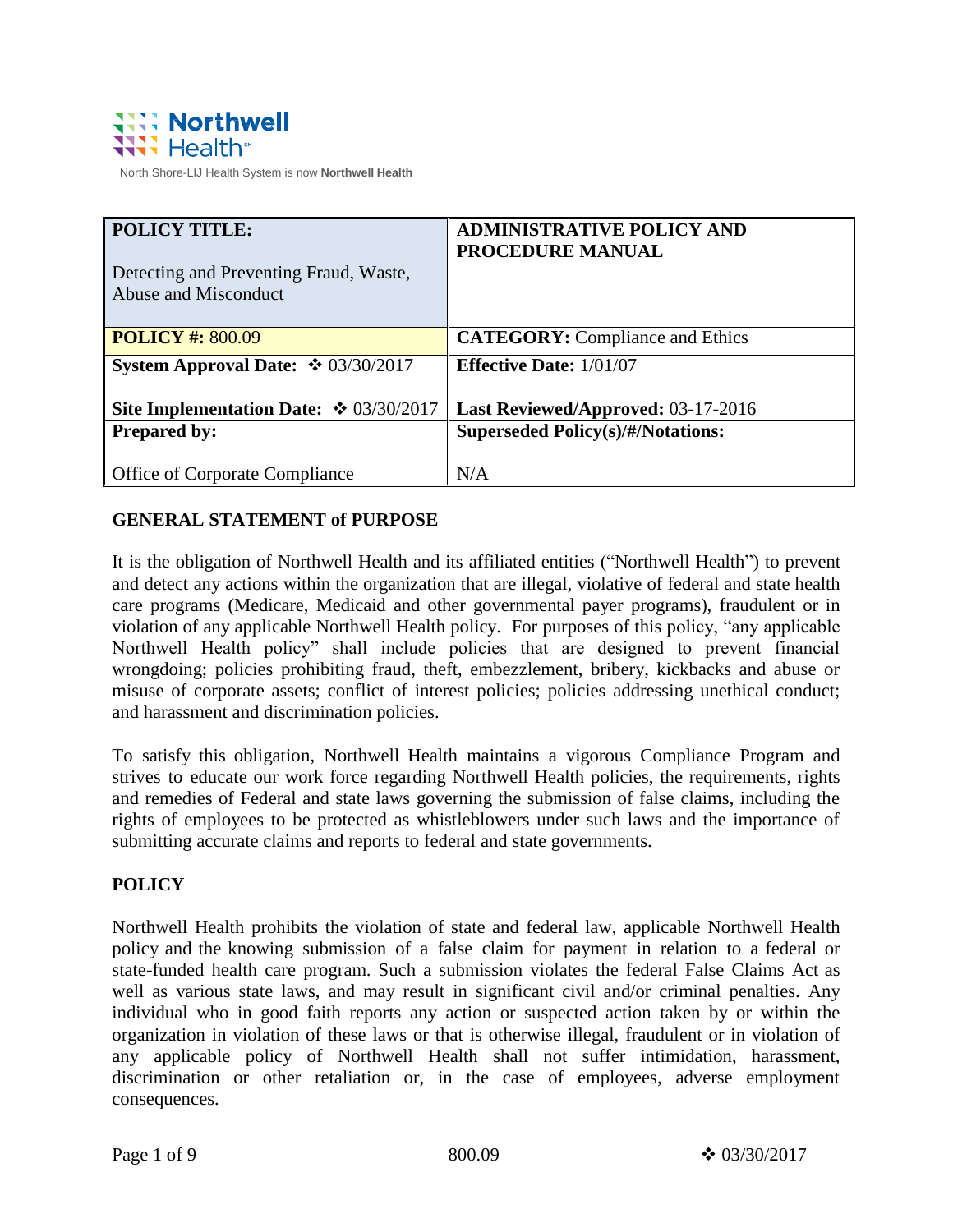Northwell Health

North Shore-LIJ Health System is now **Northwell Health**

| **POLICY TITLE:** Detecting and Preventing Fraud, Waste, Abuse and Misconduct | **ADMINISTRATIVE POLICY AND PROCEDURE MANUAL** |
|---|---|
| **POLICY #:** 800.09 | **CATEGORY:** Compliance and Ethics |
| **System Approval Date:** ❖ 03/30/2017<br><br>**Site Implementation Date:** ❖ 03/30/2017 | **Effective Date:** 1/01/07<br><br>**Last Reviewed/Approved:** 03-17-2016 |
| **Prepared by:**<br><br>Office of Corporate Compliance | **Superseded Policy(s)/#/Notations:**<br><br>N/A |

## GENERAL STATEMENT of PURPOSE

It is the obligation of Northwell Health and its affiliated entities ("Northwell Health") to prevent and detect any actions within the organization that are illegal, violative of federal and state health care programs (Medicare, Medicaid and other governmental payer programs), fraudulent or in violation of any applicable Northwell Health policy. For purposes of this policy, "any applicable Northwell Health policy" shall include policies that are designed to prevent financial wrongdoing; policies prohibiting fraud, theft, embezzlement, bribery, kickbacks and abuse or misuse of corporate assets; conflict of interest policies; policies addressing unethical conduct; and harassment and discrimination policies.

To satisfy this obligation, Northwell Health maintains a vigorous Compliance Program and strives to educate our work force regarding Northwell Health policies, the requirements, rights and remedies of Federal and state laws governing the submission of false claims, including the rights of employees to be protected as whistleblowers under such laws and the importance of submitting accurate claims and reports to federal and state governments.

## POLICY

Northwell Health prohibits the violation of state and federal law, applicable Northwell Health policy and the knowing submission of a false claim for payment in relation to a federal or state-funded health care program. Such a submission violates the federal False Claims Act as well as various state laws, and may result in significant civil and/or criminal penalties. Any individual who in good faith reports any action or suspected action taken by or within the organization in violation of these laws or that is otherwise illegal, fraudulent or in violation of any applicable policy of Northwell Health shall not suffer intimidation, harassment, discrimination or other retaliation or, in the case of employees, adverse employment consequences.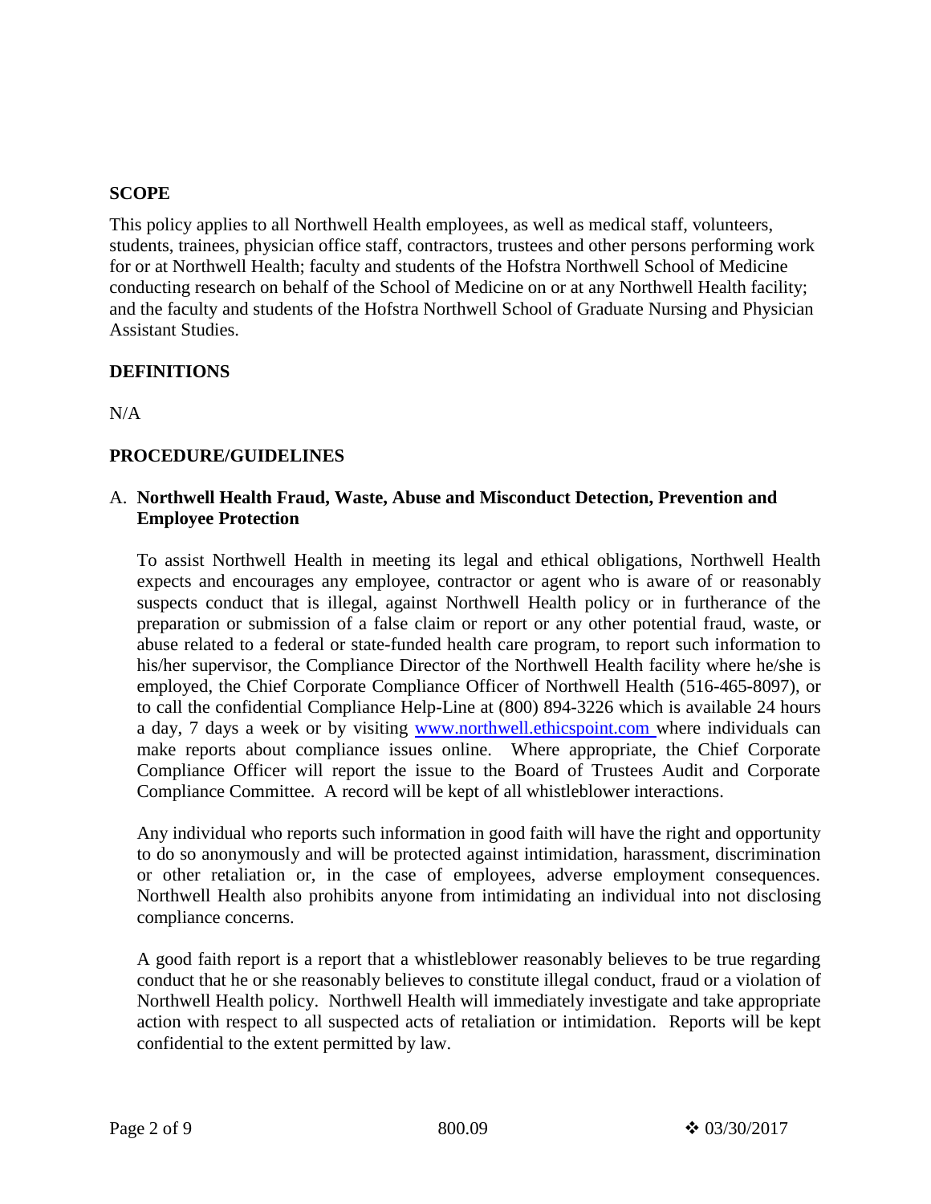## SCOPE

This policy applies to all Northwell Health employees, as well as medical staff, volunteers, students, trainees, physician office staff, contractors, trustees and other persons performing work for or at Northwell Health; faculty and students of the Hofstra Northwell School of Medicine conducting research on behalf of the School of Medicine on or at any Northwell Health facility; and the faculty and students of the Hofstra Northwell School of Graduate Nursing and Physician Assistant Studies.

## DEFINITIONS

N/A

## PROCEDURE/GUIDELINES

A. **Northwell Health Fraud, Waste, Abuse and Misconduct Detection, Prevention and Employee Protection**

To assist Northwell Health in meeting its legal and ethical obligations, Northwell Health expects and encourages any employee, contractor or agent who is aware of or reasonably suspects conduct that is illegal, against Northwell Health policy or in furtherance of the preparation or submission of a false claim or report or any other potential fraud, waste, or abuse related to a federal or state-funded health care program, to report such information to his/her supervisor, the Compliance Director of the Northwell Health facility where he/she is employed, the Chief Corporate Compliance Officer of Northwell Health (516-465-8097), or to call the confidential Compliance Help-Line at (800) 894-3226 which is available 24 hours a day, 7 days a week or by visiting [www.northwell.ethicspoint.com](http://www.northwell.ethicspoint.com) where individuals can make reports about compliance issues online. Where appropriate, the Chief Corporate Compliance Officer will report the issue to the Board of Trustees Audit and Corporate Compliance Committee. A record will be kept of all whistleblower interactions.

Any individual who reports such information in good faith will have the right and opportunity to do so anonymously and will be protected against intimidation, harassment, discrimination or other retaliation or, in the case of employees, adverse employment consequences. Northwell Health also prohibits anyone from intimidating an individual into not disclosing compliance concerns.

A good faith report is a report that a whistleblower reasonably believes to be true regarding conduct that he or she reasonably believes to constitute illegal conduct, fraud or a violation of Northwell Health policy. Northwell Health will immediately investigate and take appropriate action with respect to all suspected acts of retaliation or intimidation. Reports will be kept confidential to the extent permitted by law.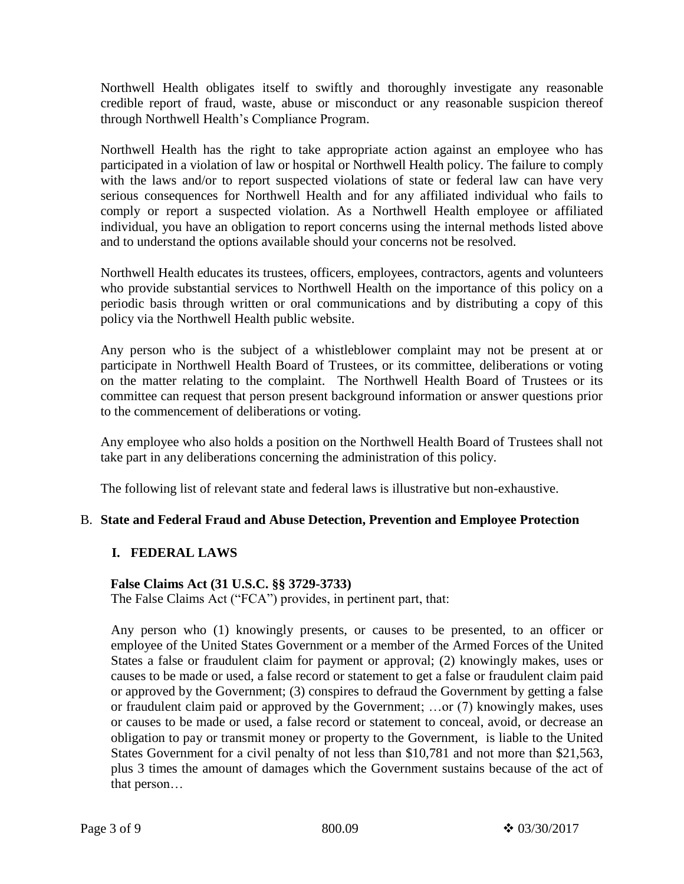Northwell Health obligates itself to swiftly and thoroughly investigate any reasonable credible report of fraud, waste, abuse or misconduct or any reasonable suspicion thereof through Northwell Health's Compliance Program.

Northwell Health has the right to take appropriate action against an employee who has participated in a violation of law or hospital or Northwell Health policy. The failure to comply with the laws and/or to report suspected violations of state or federal law can have very serious consequences for Northwell Health and for any affiliated individual who fails to comply or report a suspected violation. As a Northwell Health employee or affiliated individual, you have an obligation to report concerns using the internal methods listed above and to understand the options available should your concerns not be resolved.

Northwell Health educates its trustees, officers, employees, contractors, agents and volunteers who provide substantial services to Northwell Health on the importance of this policy on a periodic basis through written or oral communications and by distributing a copy of this policy via the Northwell Health public website.

Any person who is the subject of a whistleblower complaint may not be present at or participate in Northwell Health Board of Trustees, or its committee, deliberations or voting on the matter relating to the complaint. The Northwell Health Board of Trustees or its committee can request that person present background information or answer questions prior to the commencement of deliberations or voting.

Any employee who also holds a position on the Northwell Health Board of Trustees shall not take part in any deliberations concerning the administration of this policy.

The following list of relevant state and federal laws is illustrative but non-exhaustive.

## B. State and Federal Fraud and Abuse Detection, Prevention and Employee Protection

### I. FEDERAL LAWS

**False Claims Act (31 U.S.C. §§ 3729-3733)**

The False Claims Act ("FCA") provides, in pertinent part, that:

Any person who (1) knowingly presents, or causes to be presented, to an officer or employee of the United States Government or a member of the Armed Forces of the United States a false or fraudulent claim for payment or approval; (2) knowingly makes, uses or causes to be made or used, a false record or statement to get a false or fraudulent claim paid or approved by the Government; (3) conspires to defraud the Government by getting a false or fraudulent claim paid or approved by the Government; …or (7) knowingly makes, uses or causes to be made or used, a false record or statement to conceal, avoid, or decrease an obligation to pay or transmit money or property to the Government, is liable to the United States Government for a civil penalty of not less than $10,781 and not more than $21,563, plus 3 times the amount of damages which the Government sustains because of the act of that person…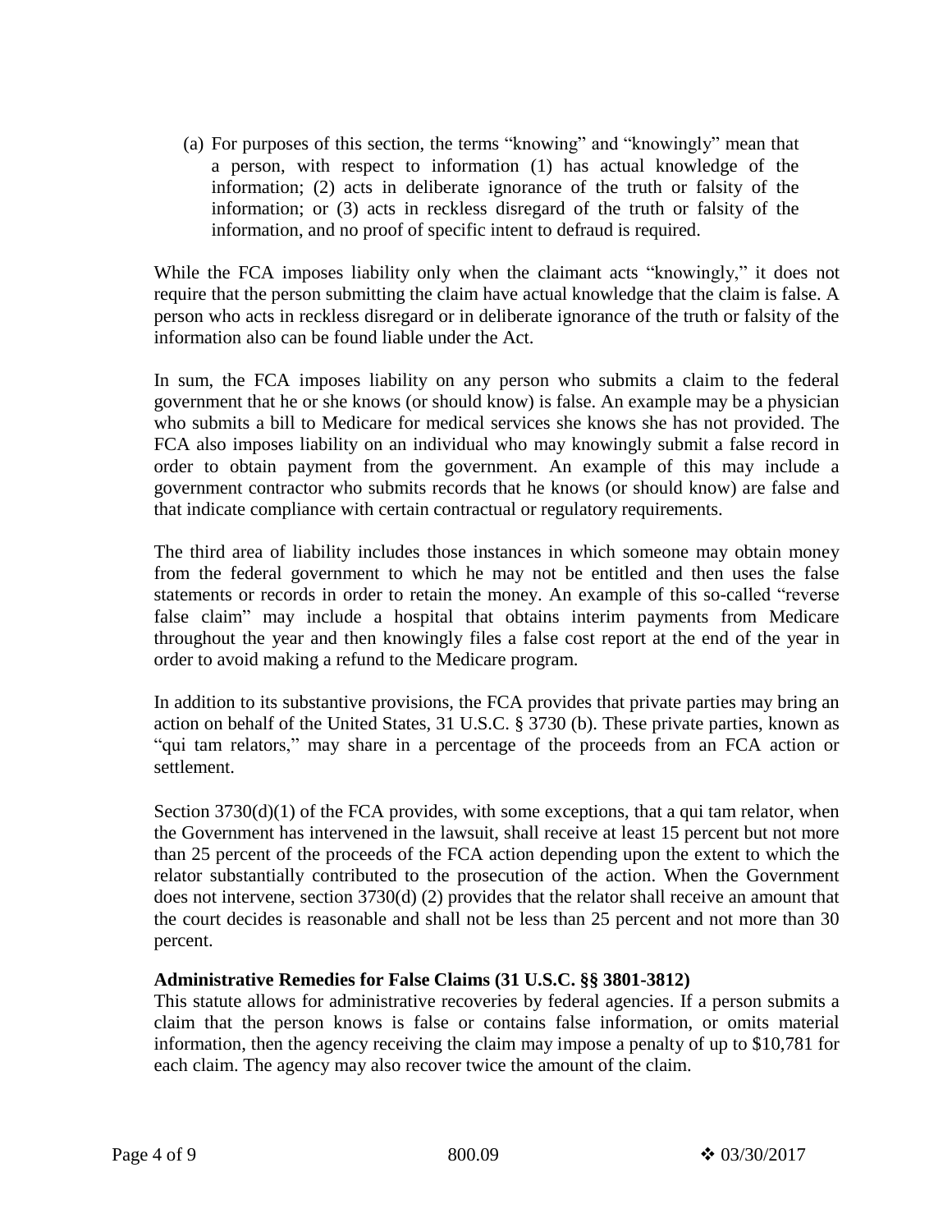(a) For purposes of this section, the terms "knowing" and "knowingly" mean that a person, with respect to information (1) has actual knowledge of the information; (2) acts in deliberate ignorance of the truth or falsity of the information; or (3) acts in reckless disregard of the truth or falsity of the information, and no proof of specific intent to defraud is required.

While the FCA imposes liability only when the claimant acts "knowingly," it does not require that the person submitting the claim have actual knowledge that the claim is false. A person who acts in reckless disregard or in deliberate ignorance of the truth or falsity of the information also can be found liable under the Act.

In sum, the FCA imposes liability on any person who submits a claim to the federal government that he or she knows (or should know) is false. An example may be a physician who submits a bill to Medicare for medical services she knows she has not provided. The FCA also imposes liability on an individual who may knowingly submit a false record in order to obtain payment from the government. An example of this may include a government contractor who submits records that he knows (or should know) are false and that indicate compliance with certain contractual or regulatory requirements.

The third area of liability includes those instances in which someone may obtain money from the federal government to which he may not be entitled and then uses the false statements or records in order to retain the money. An example of this so-called "reverse false claim" may include a hospital that obtains interim payments from Medicare throughout the year and then knowingly files a false cost report at the end of the year in order to avoid making a refund to the Medicare program.

In addition to its substantive provisions, the FCA provides that private parties may bring an action on behalf of the United States, 31 U.S.C. § 3730 (b). These private parties, known as "qui tam relators," may share in a percentage of the proceeds from an FCA action or settlement.

Section 3730(d)(1) of the FCA provides, with some exceptions, that a qui tam relator, when the Government has intervened in the lawsuit, shall receive at least 15 percent but not more than 25 percent of the proceeds of the FCA action depending upon the extent to which the relator substantially contributed to the prosecution of the action. When the Government does not intervene, section 3730(d) (2) provides that the relator shall receive an amount that the court decides is reasonable and shall not be less than 25 percent and not more than 30 percent.

**Administrative Remedies for False Claims (31 U.S.C. §§ 3801-3812)**

This statute allows for administrative recoveries by federal agencies. If a person submits a claim that the person knows is false or contains false information, or omits material information, then the agency receiving the claim may impose a penalty of up to $10,781 for each claim. The agency may also recover twice the amount of the claim.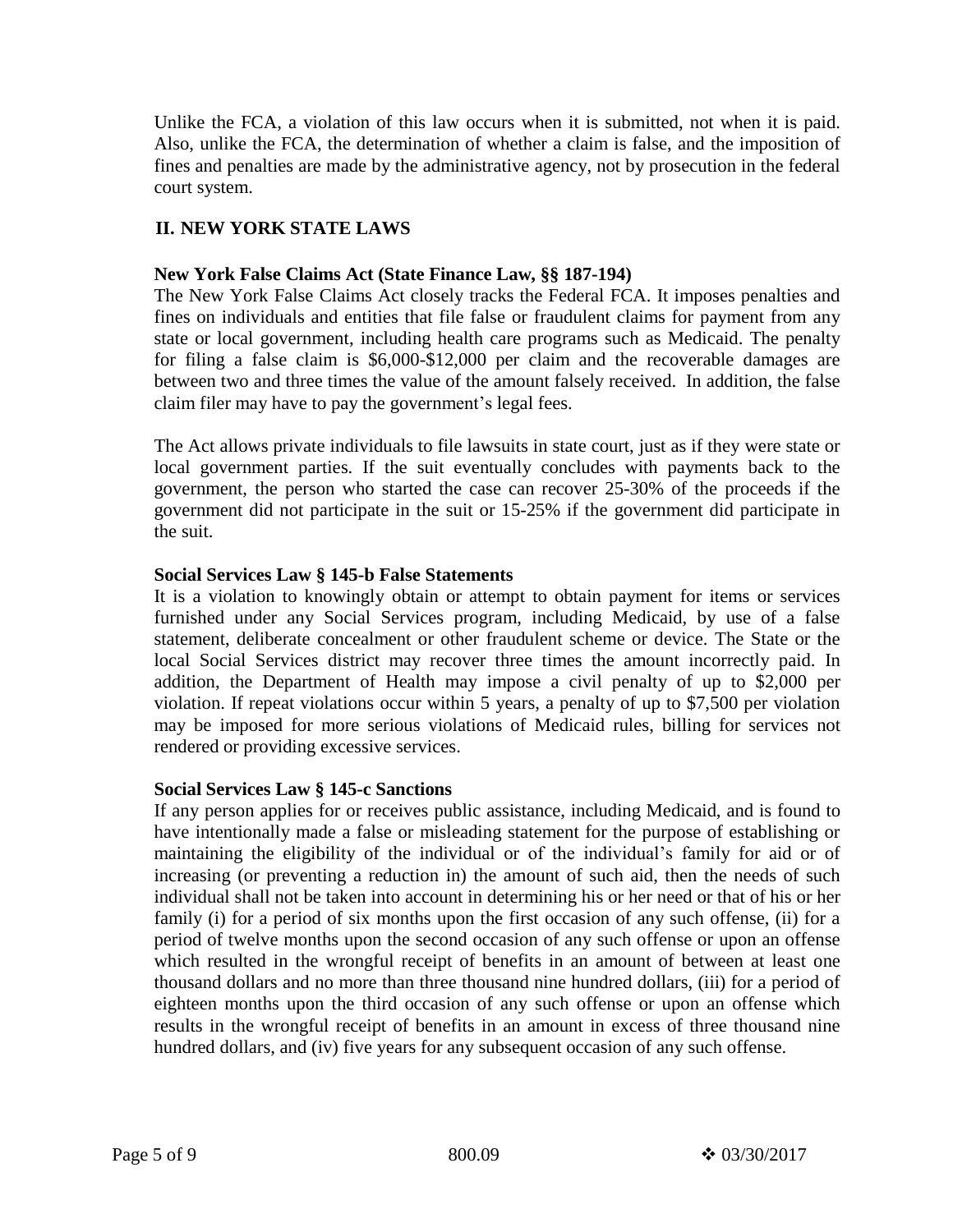Unlike the FCA, a violation of this law occurs when it is submitted, not when it is paid. Also, unlike the FCA, the determination of whether a claim is false, and the imposition of fines and penalties are made by the administrative agency, not by prosecution in the federal court system.

## II. NEW YORK STATE LAWS

**New York False Claims Act (State Finance Law, §§ 187-194)**

The New York False Claims Act closely tracks the Federal FCA. It imposes penalties and fines on individuals and entities that file false or fraudulent claims for payment from any state or local government, including health care programs such as Medicaid. The penalty for filing a false claim is $6,000-$12,000 per claim and the recoverable damages are between two and three times the value of the amount falsely received. In addition, the false claim filer may have to pay the government's legal fees.

The Act allows private individuals to file lawsuits in state court, just as if they were state or local government parties. If the suit eventually concludes with payments back to the government, the person who started the case can recover 25-30% of the proceeds if the government did not participate in the suit or 15-25% if the government did participate in the suit.

**Social Services Law § 145-b False Statements**

It is a violation to knowingly obtain or attempt to obtain payment for items or services furnished under any Social Services program, including Medicaid, by use of a false statement, deliberate concealment or other fraudulent scheme or device. The State or the local Social Services district may recover three times the amount incorrectly paid. In addition, the Department of Health may impose a civil penalty of up to $2,000 per violation. If repeat violations occur within 5 years, a penalty of up to $7,500 per violation may be imposed for more serious violations of Medicaid rules, billing for services not rendered or providing excessive services.

**Social Services Law § 145-c Sanctions**

If any person applies for or receives public assistance, including Medicaid, and is found to have intentionally made a false or misleading statement for the purpose of establishing or maintaining the eligibility of the individual or of the individual's family for aid or of increasing (or preventing a reduction in) the amount of such aid, then the needs of such individual shall not be taken into account in determining his or her need or that of his or her family (i) for a period of six months upon the first occasion of any such offense, (ii) for a period of twelve months upon the second occasion of any such offense or upon an offense which resulted in the wrongful receipt of benefits in an amount of between at least one thousand dollars and no more than three thousand nine hundred dollars, (iii) for a period of eighteen months upon the third occasion of any such offense or upon an offense which results in the wrongful receipt of benefits in an amount in excess of three thousand nine hundred dollars, and (iv) five years for any subsequent occasion of any such offense.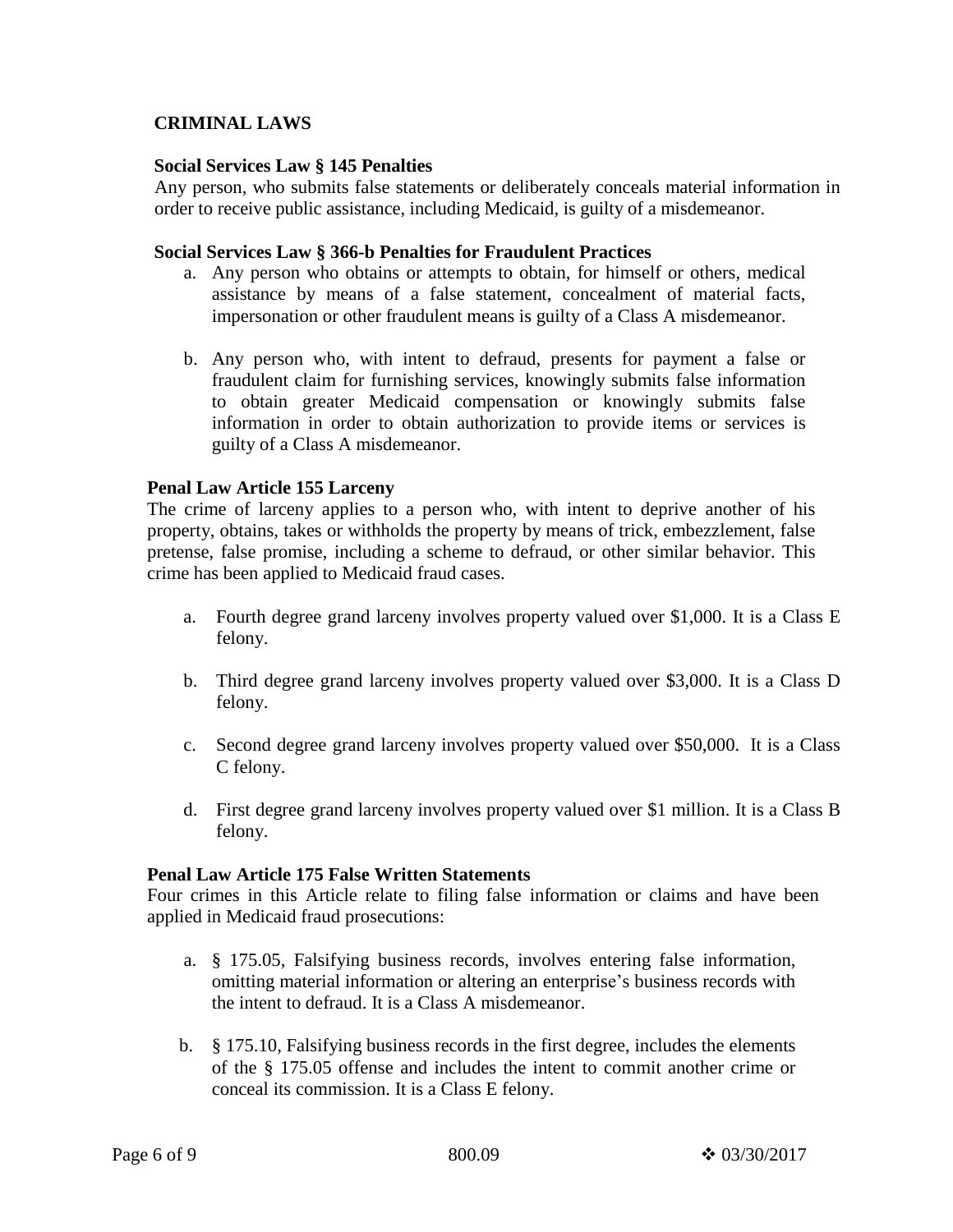## CRIMINAL LAWS

### Social Services Law § 145 Penalties

Any person, who submits false statements or deliberately conceals material information in order to receive public assistance, including Medicaid, is guilty of a misdemeanor.

### Social Services Law § 366-b Penalties for Fraudulent Practices

a. Any person who obtains or attempts to obtain, for himself or others, medical assistance by means of a false statement, concealment of material facts, impersonation or other fraudulent means is guilty of a Class A misdemeanor.

b. Any person who, with intent to defraud, presents for payment a false or fraudulent claim for furnishing services, knowingly submits false information to obtain greater Medicaid compensation or knowingly submits false information in order to obtain authorization to provide items or services is guilty of a Class A misdemeanor.

### Penal Law Article 155 Larceny

The crime of larceny applies to a person who, with intent to deprive another of his property, obtains, takes or withholds the property by means of trick, embezzlement, false pretense, false promise, including a scheme to defraud, or other similar behavior. This crime has been applied to Medicaid fraud cases.

a. Fourth degree grand larceny involves property valued over $1,000. It is a Class E felony.

b. Third degree grand larceny involves property valued over $3,000. It is a Class D felony.

c. Second degree grand larceny involves property valued over $50,000. It is a Class C felony.

d. First degree grand larceny involves property valued over $1 million. It is a Class B felony.

### Penal Law Article 175 False Written Statements

Four crimes in this Article relate to filing false information or claims and have been applied in Medicaid fraud prosecutions:

a. § 175.05, Falsifying business records, involves entering false information, omitting material information or altering an enterprise's business records with the intent to defraud. It is a Class A misdemeanor.

b. § 175.10, Falsifying business records in the first degree, includes the elements of the § 175.05 offense and includes the intent to commit another crime or conceal its commission. It is a Class E felony.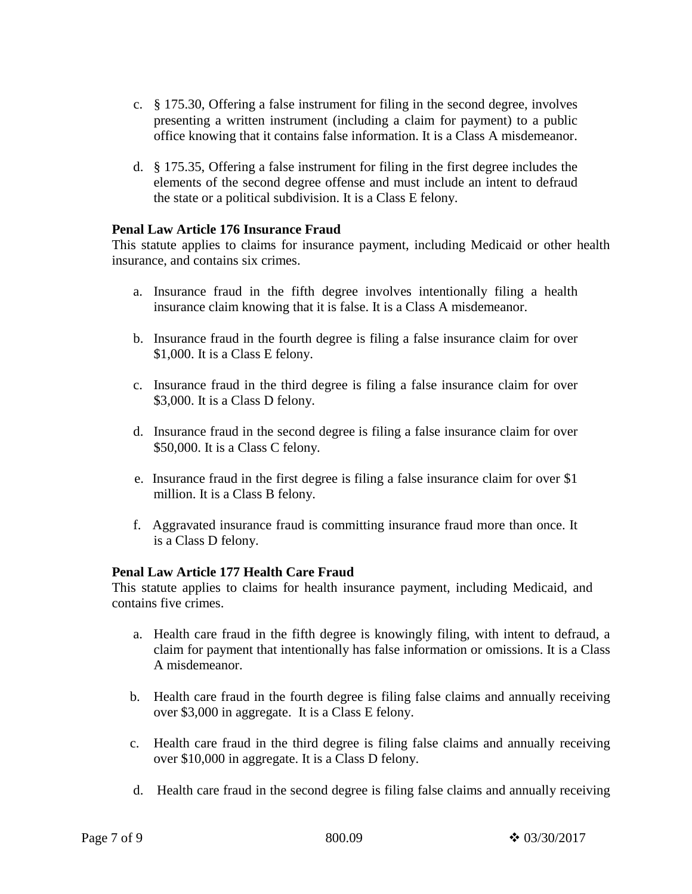c. § 175.30, Offering a false instrument for filing in the second degree, involves presenting a written instrument (including a claim for payment) to a public office knowing that it contains false information. It is a Class A misdemeanor.

d. § 175.35, Offering a false instrument for filing in the first degree includes the elements of the second degree offense and must include an intent to defraud the state or a political subdivision. It is a Class E felony.

**Penal Law Article 176 Insurance Fraud**

This statute applies to claims for insurance payment, including Medicaid or other health insurance, and contains six crimes.

a. Insurance fraud in the fifth degree involves intentionally filing a health insurance claim knowing that it is false. It is a Class A misdemeanor.

b. Insurance fraud in the fourth degree is filing a false insurance claim for over $1,000. It is a Class E felony.

c. Insurance fraud in the third degree is filing a false insurance claim for over $3,000. It is a Class D felony.

d. Insurance fraud in the second degree is filing a false insurance claim for over $50,000. It is a Class C felony.

e. Insurance fraud in the first degree is filing a false insurance claim for over $1 million. It is a Class B felony.

f. Aggravated insurance fraud is committing insurance fraud more than once. It is a Class D felony.

**Penal Law Article 177 Health Care Fraud**

This statute applies to claims for health insurance payment, including Medicaid, and contains five crimes.

a. Health care fraud in the fifth degree is knowingly filing, with intent to defraud, a claim for payment that intentionally has false information or omissions. It is a Class A misdemeanor.

b. Health care fraud in the fourth degree is filing false claims and annually receiving over $3,000 in aggregate. It is a Class E felony.

c. Health care fraud in the third degree is filing false claims and annually receiving over $10,000 in aggregate. It is a Class D felony.

d. Health care fraud in the second degree is filing false claims and annually receiving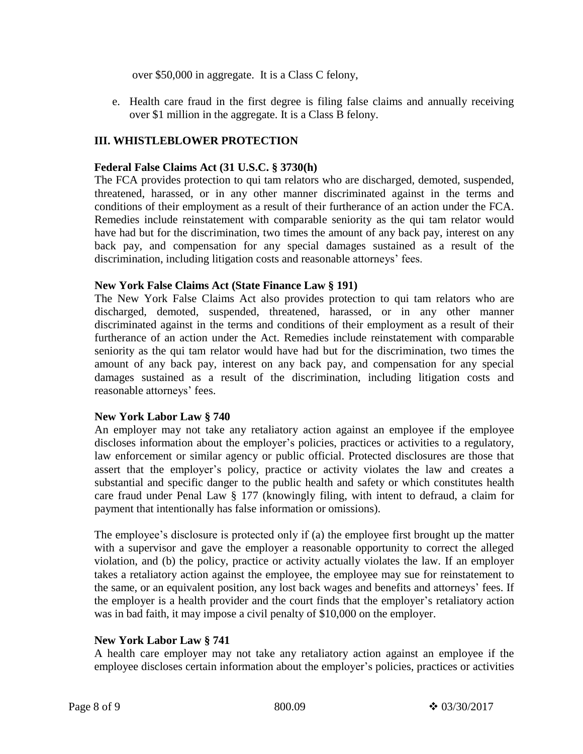over $50,000 in aggregate. It is a Class C felony,

e. Health care fraud in the first degree is filing false claims and annually receiving over $1 million in the aggregate. It is a Class B felony.

## III. WHISTLEBLOWER PROTECTION

**Federal False Claims Act (31 U.S.C. § 3730(h)**

The FCA provides protection to qui tam relators who are discharged, demoted, suspended, threatened, harassed, or in any other manner discriminated against in the terms and conditions of their employment as a result of their furtherance of an action under the FCA. Remedies include reinstatement with comparable seniority as the qui tam relator would have had but for the discrimination, two times the amount of any back pay, interest on any back pay, and compensation for any special damages sustained as a result of the discrimination, including litigation costs and reasonable attorneys' fees.

**New York False Claims Act (State Finance Law § 191)**

The New York False Claims Act also provides protection to qui tam relators who are discharged, demoted, suspended, threatened, harassed, or in any other manner discriminated against in the terms and conditions of their employment as a result of their furtherance of an action under the Act. Remedies include reinstatement with comparable seniority as the qui tam relator would have had but for the discrimination, two times the amount of any back pay, interest on any back pay, and compensation for any special damages sustained as a result of the discrimination, including litigation costs and reasonable attorneys' fees.

**New York Labor Law § 740**

An employer may not take any retaliatory action against an employee if the employee discloses information about the employer's policies, practices or activities to a regulatory, law enforcement or similar agency or public official. Protected disclosures are those that assert that the employer's policy, practice or activity violates the law and creates a substantial and specific danger to the public health and safety or which constitutes health care fraud under Penal Law § 177 (knowingly filing, with intent to defraud, a claim for payment that intentionally has false information or omissions).

The employee's disclosure is protected only if (a) the employee first brought up the matter with a supervisor and gave the employer a reasonable opportunity to correct the alleged violation, and (b) the policy, practice or activity actually violates the law. If an employer takes a retaliatory action against the employee, the employee may sue for reinstatement to the same, or an equivalent position, any lost back wages and benefits and attorneys' fees. If the employer is a health provider and the court finds that the employer's retaliatory action was in bad faith, it may impose a civil penalty of $10,000 on the employer.

**New York Labor Law § 741**

A health care employer may not take any retaliatory action against an employee if the employee discloses certain information about the employer's policies, practices or activities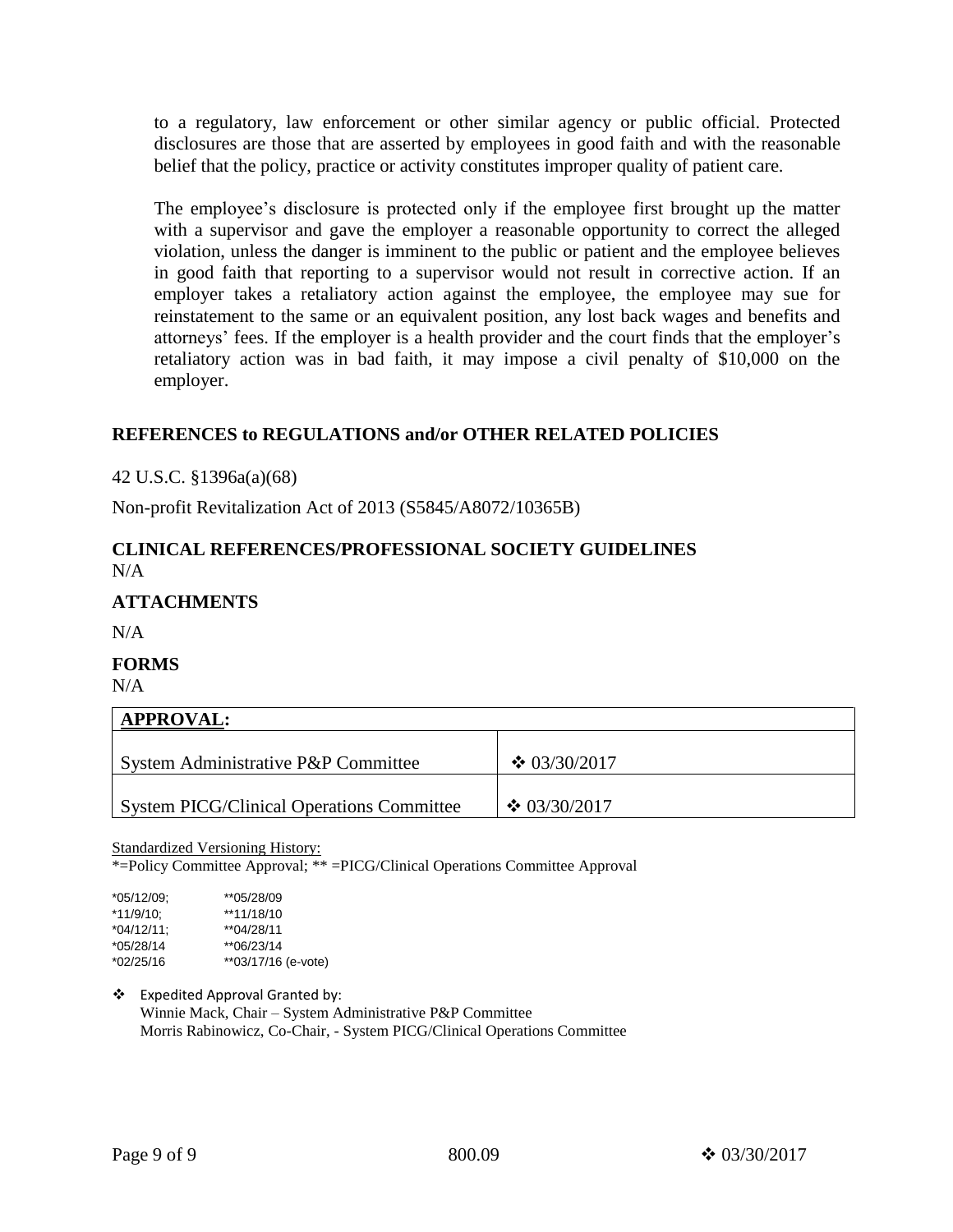to a regulatory, law enforcement or other similar agency or public official. Protected disclosures are those that are asserted by employees in good faith and with the reasonable belief that the policy, practice or activity constitutes improper quality of patient care.

The employee's disclosure is protected only if the employee first brought up the matter with a supervisor and gave the employer a reasonable opportunity to correct the alleged violation, unless the danger is imminent to the public or patient and the employee believes in good faith that reporting to a supervisor would not result in corrective action. If an employer takes a retaliatory action against the employee, the employee may sue for reinstatement to the same or an equivalent position, any lost back wages and benefits and attorneys' fees. If the employer is a health provider and the court finds that the employer's retaliatory action was in bad faith, it may impose a civil penalty of $10,000 on the employer.

## REFERENCES to REGULATIONS and/or OTHER RELATED POLICIES

42 U.S.C. §1396a(a)(68)

Non-profit Revitalization Act of 2013 (S5845/A8072/10365B)

## CLINICAL REFERENCES/PROFESSIONAL SOCIETY GUIDELINES

N/A

## ATTACHMENTS

N/A

## FORMS

N/A

| APPROVAL: | |
|---|---|
| System Administrative P&P Committee | ❖ 03/30/2017 |
| System PICG/Clinical Operations Committee | ❖ 03/30/2017 |

Standardized Versioning History:
*=Policy Committee Approval; ** =PICG/Clinical Operations Committee Approval

| | |
|---|---|
| *05/12/09; | **05/28/09 |
| *11/9/10; | **11/18/10 |
| *04/12/11; | **04/28/11 |
| *05/28/14 | **06/23/14 |
| *02/25/16 | **03/17/16 (e-vote) |

❖ Expedited Approval Granted by:
Winnie Mack, Chair – System Administrative P&P Committee
Morris Rabinowicz, Co-Chair, - System PICG/Clinical Operations Committee